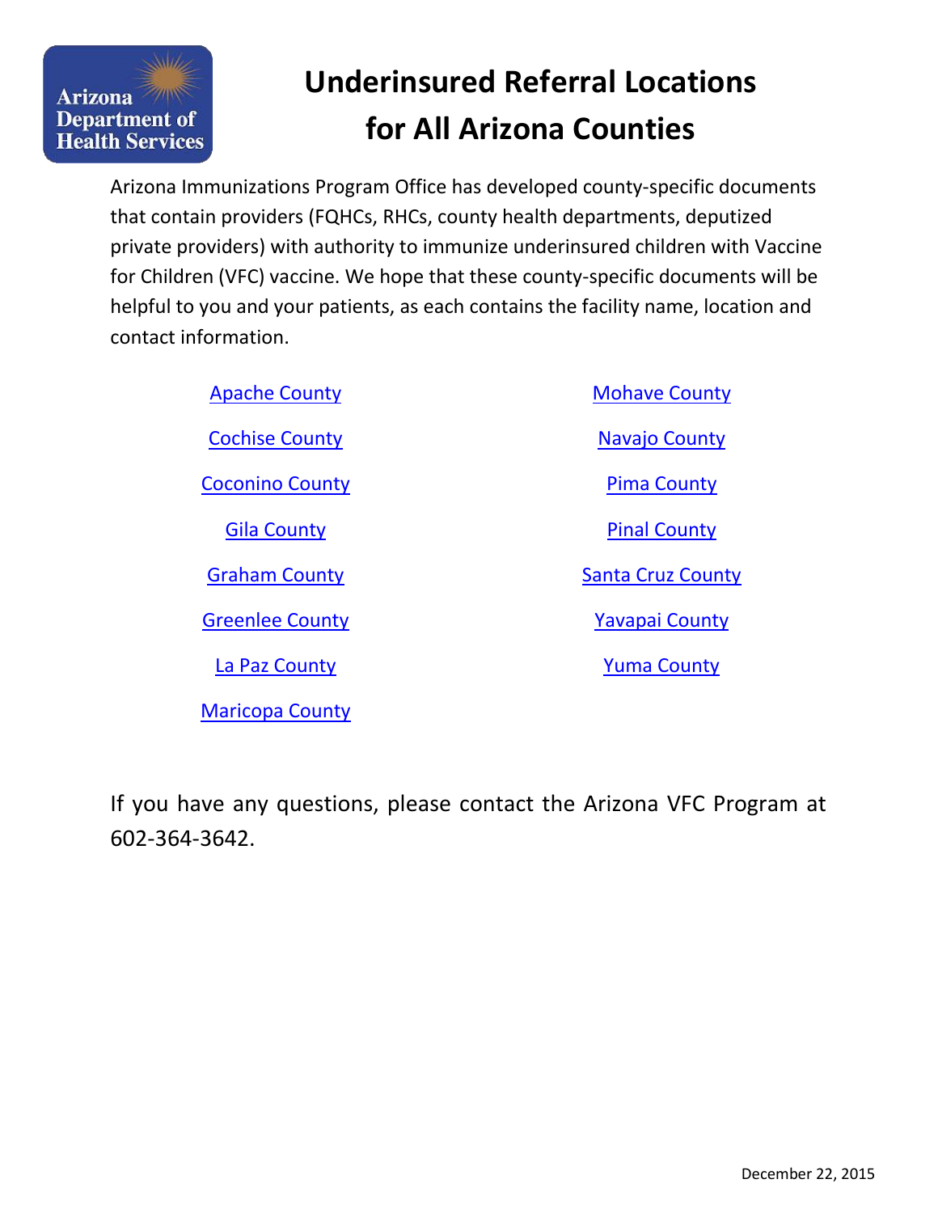Arizona Department of Health Services

# Underinsured Referral Locations for All Arizona Counties

Arizona Immunizations Program Office has developed county-specific documents that contain providers (FQHCs, RHCs, county health departments, deputized private providers) with authority to immunize underinsured children with Vaccine for Children (VFC) vaccine. We hope that these county-specific documents will be helpful to you and your patients, as each contains the facility name, location and contact information.

- Apache County
- Cochise County
- Coconino County
- Gila County
- Graham County
- Greenlee County
- La Paz County
- Maricopa County
- Mohave County
- Navajo County
- Pima County
- Pinal County
- Santa Cruz County
- Yavapai County
- Yuma County

If you have any questions, please contact the Arizona VFC Program at 602-364-3642.

December 22, 2015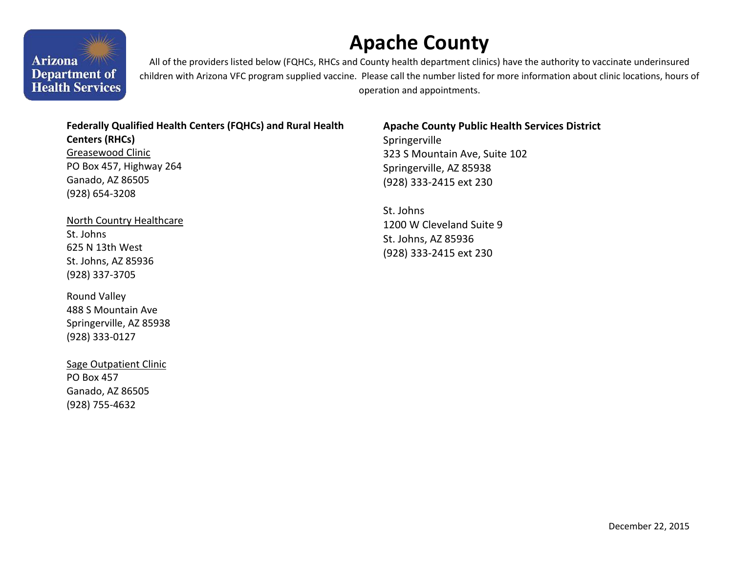# Apache County

All of the providers listed below (FQHCs, RHCs and County health department clinics) have the authority to vaccinate underinsured children with Arizona VFC program supplied vaccine. Please call the number listed for more information about clinic locations, hours of operation and appointments.

**Federally Qualified Health Centers (FQHCs) and Rural Health Centers (RHCs)**

Greasewood Clinic
PO Box 457, Highway 264
Ganado, AZ 86505
(928) 654-3208

North Country Healthcare
St. Johns
625 N 13th West
St. Johns, AZ 85936
(928) 337-3705

Round Valley
488 S Mountain Ave
Springerville, AZ 85938
(928) 333-0127

Sage Outpatient Clinic
PO Box 457
Ganado, AZ 86505
(928) 755-4632

**Apache County Public Health Services District**

Springerville
323 S Mountain Ave, Suite 102
Springerville, AZ 85938
(928) 333-2415 ext 230

St. Johns
1200 W Cleveland Suite 9
St. Johns, AZ 85936
(928) 333-2415 ext 230

December 22, 2015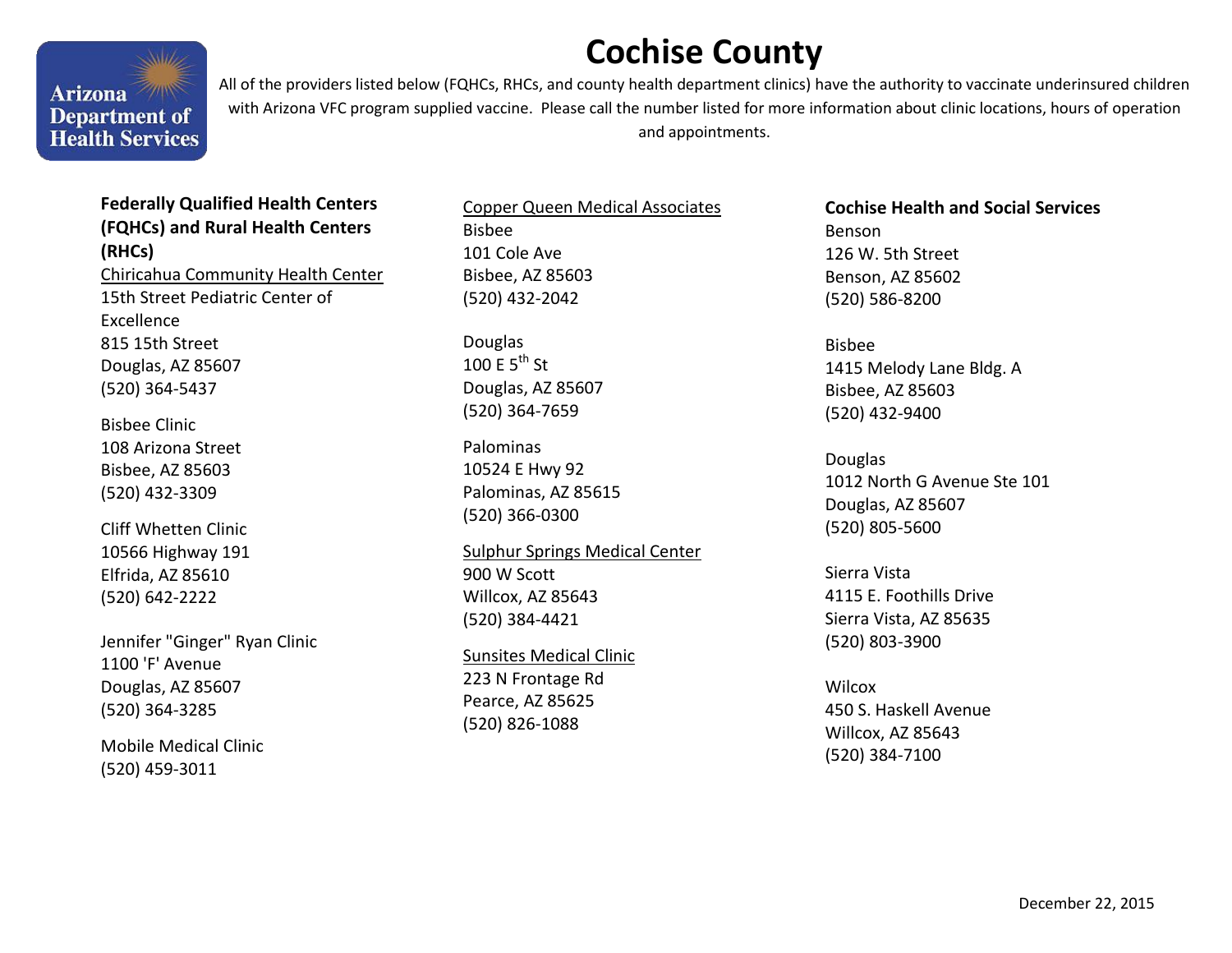# Cochise County

All of the providers listed below (FQHCs, RHCs, and county health department clinics) have the authority to vaccinate underinsured children with Arizona VFC program supplied vaccine. Please call the number listed for more information about clinic locations, hours of operation and appointments.

**Federally Qualified Health Centers (FQHCs) and Rural Health Centers (RHCs)**

Chiricahua Community Health Center

15th Street Pediatric Center of Excellence
815 15th Street
Douglas, AZ 85607
(520) 364-5437

Bisbee Clinic
108 Arizona Street
Bisbee, AZ 85603
(520) 432-3309

Cliff Whetten Clinic
10566 Highway 191
Elfrida, AZ 85610
(520) 642-2222

Jennifer "Ginger" Ryan Clinic
1100 'F' Avenue
Douglas, AZ 85607
(520) 364-3285

Mobile Medical Clinic
(520) 459-3011

Copper Queen Medical Associates

Bisbee
101 Cole Ave
Bisbee, AZ 85603
(520) 432-2042

Douglas
100 E 5th St
Douglas, AZ 85607
(520) 364-7659

Palominas
10524 E Hwy 92
Palominas, AZ 85615
(520) 366-0300

Sulphur Springs Medical Center
900 W Scott
Willcox, AZ 85643
(520) 384-4421

Sunsites Medical Clinic
223 N Frontage Rd
Pearce, AZ 85625
(520) 826-1088

**Cochise Health and Social Services**

Benson
126 W. 5th Street
Benson, AZ 85602
(520) 586-8200

Bisbee
1415 Melody Lane Bldg. A
Bisbee, AZ 85603
(520) 432-9400

Douglas
1012 North G Avenue Ste 101
Douglas, AZ 85607
(520) 805-5600

Sierra Vista
4115 E. Foothills Drive
Sierra Vista, AZ 85635
(520) 803-3900

Wilcox
450 S. Haskell Avenue
Willcox, AZ 85643
(520) 384-7100

December 22, 2015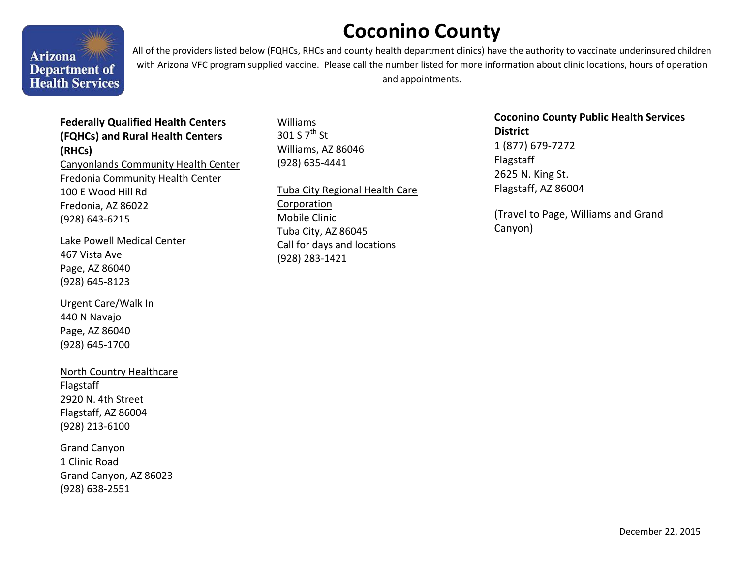# Coconino County

All of the providers listed below (FQHCs, RHCs and county health department clinics) have the authority to vaccinate underinsured children with Arizona VFC program supplied vaccine. Please call the number listed for more information about clinic locations, hours of operation and appointments.

**Federally Qualified Health Centers (FQHCs) and Rural Health Centers (RHCs)**

Canyonlands Community Health Center

Fredonia Community Health Center
100 E Wood Hill Rd
Fredonia, AZ 86022
(928) 643-6215

Lake Powell Medical Center
467 Vista Ave
Page, AZ 86040
(928) 645-8123

Urgent Care/Walk In
440 N Navajo
Page, AZ 86040
(928) 645-1700

North Country Healthcare

Flagstaff
2920 N. 4th Street
Flagstaff, AZ 86004
(928) 213-6100

Grand Canyon
1 Clinic Road
Grand Canyon, AZ 86023
(928) 638-2551

Williams
301 S 7th St
Williams, AZ 86046
(928) 635-4441

Tuba City Regional Health Care Corporation

Mobile Clinic
Tuba City, AZ 86045
Call for days and locations
(928) 283-1421

**Coconino County Public Health Services District**

1 (877) 679-7272
Flagstaff
2625 N. King St.
Flagstaff, AZ 86004

(Travel to Page, Williams and Grand Canyon)

December 22, 2015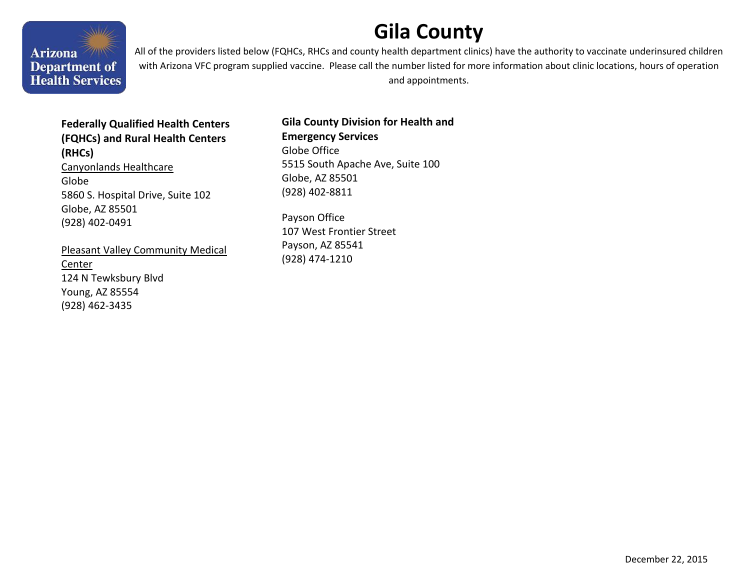# Gila County

All of the providers listed below (FQHCs, RHCs and county health department clinics) have the authority to vaccinate underinsured children with Arizona VFC program supplied vaccine. Please call the number listed for more information about clinic locations, hours of operation and appointments.

**Federally Qualified Health Centers (FQHCs) and Rural Health Centers (RHCs)**

Canyonlands Healthcare
Globe
5860 S. Hospital Drive, Suite 102
Globe, AZ 85501
(928) 402-0491

Pleasant Valley Community Medical Center
124 N Tewksbury Blvd
Young, AZ 85554
(928) 462-3435

**Gila County Division for Health and Emergency Services**

Globe Office
5515 South Apache Ave, Suite 100
Globe, AZ 85501
(928) 402-8811

Payson Office
107 West Frontier Street
Payson, AZ 85541
(928) 474-1210

December 22, 2015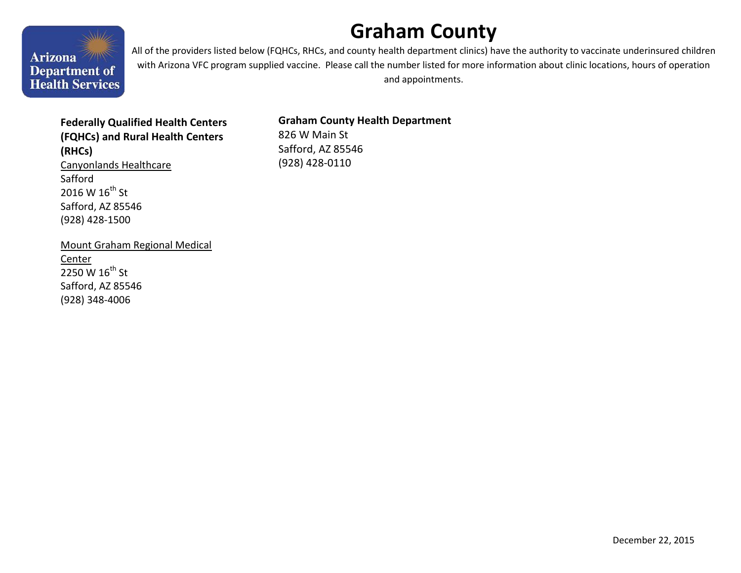# Graham County

All of the providers listed below (FQHCs, RHCs, and county health department clinics) have the authority to vaccinate underinsured children with Arizona VFC program supplied vaccine. Please call the number listed for more information about clinic locations, hours of operation and appointments.

**Federally Qualified Health Centers (FQHCs) and Rural Health Centers (RHCs)**

Canyonlands Healthcare
Safford
2016 W 16th St
Safford, AZ 85546
(928) 428-1500

Mount Graham Regional Medical Center
2250 W 16th St
Safford, AZ 85546
(928) 348-4006

**Graham County Health Department**
826 W Main St
Safford, AZ 85546
(928) 428-0110

December 22, 2015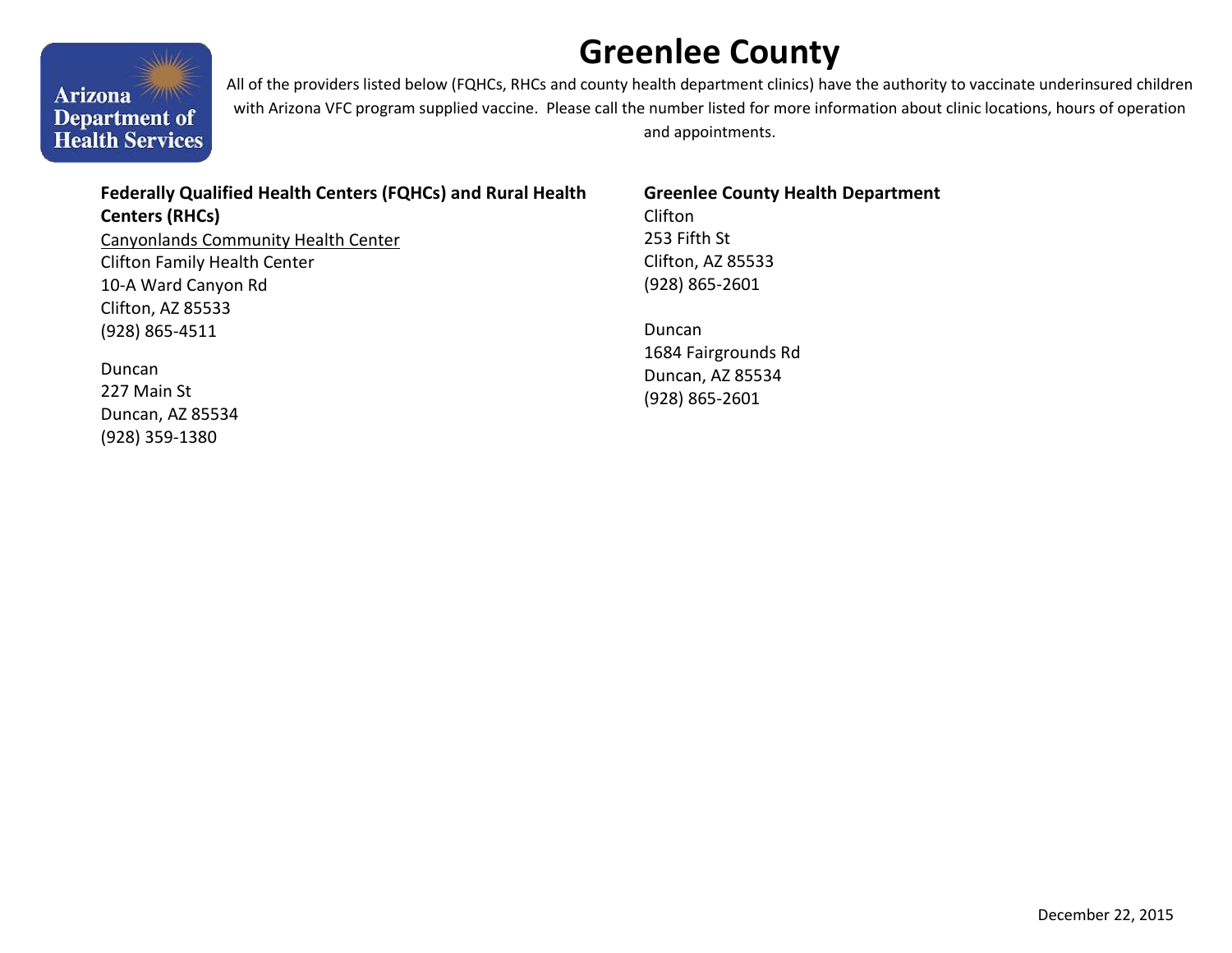# Greenlee County

All of the providers listed below (FQHCs, RHCs and county health department clinics) have the authority to vaccinate underinsured children with Arizona VFC program supplied vaccine. Please call the number listed for more information about clinic locations, hours of operation and appointments.

**Federally Qualified Health Centers (FQHCs) and Rural Health Centers (RHCs)**

Canyonlands Community Health Center
Clifton Family Health Center
10-A Ward Canyon Rd
Clifton, AZ 85533
(928) 865-4511

Duncan
227 Main St
Duncan, AZ 85534
(928) 359-1380

**Greenlee County Health Department**

Clifton
253 Fifth St
Clifton, AZ 85533
(928) 865-2601

Duncan
1684 Fairgrounds Rd
Duncan, AZ 85534
(928) 865-2601

December 22, 2015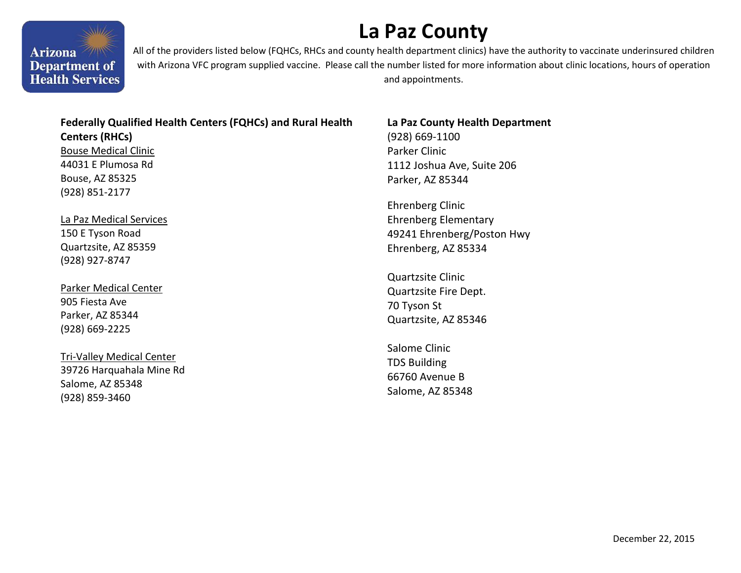# La Paz County

All of the providers listed below (FQHCs, RHCs and county health department clinics) have the authority to vaccinate underinsured children with Arizona VFC program supplied vaccine. Please call the number listed for more information about clinic locations, hours of operation and appointments.

**Federally Qualified Health Centers (FQHCs) and Rural Health Centers (RHCs)**

Bouse Medical Clinic
44031 E Plumosa Rd
Bouse, AZ 85325
(928) 851-2177

La Paz Medical Services
150 E Tyson Road
Quartzsite, AZ 85359
(928) 927-8747

Parker Medical Center
905 Fiesta Ave
Parker, AZ 85344
(928) 669-2225

Tri-Valley Medical Center
39726 Harquahala Mine Rd
Salome, AZ 85348
(928) 859-3460

**La Paz County Health Department**
(928) 669-1100

Parker Clinic
1112 Joshua Ave, Suite 206
Parker, AZ 85344

Ehrenberg Clinic
Ehrenberg Elementary
49241 Ehrenberg/Poston Hwy
Ehrenberg, AZ 85334

Quartzsite Clinic
Quartzsite Fire Dept.
70 Tyson St
Quartzsite, AZ 85346

Salome Clinic
TDS Building
66760 Avenue B
Salome, AZ 85348

December 22, 2015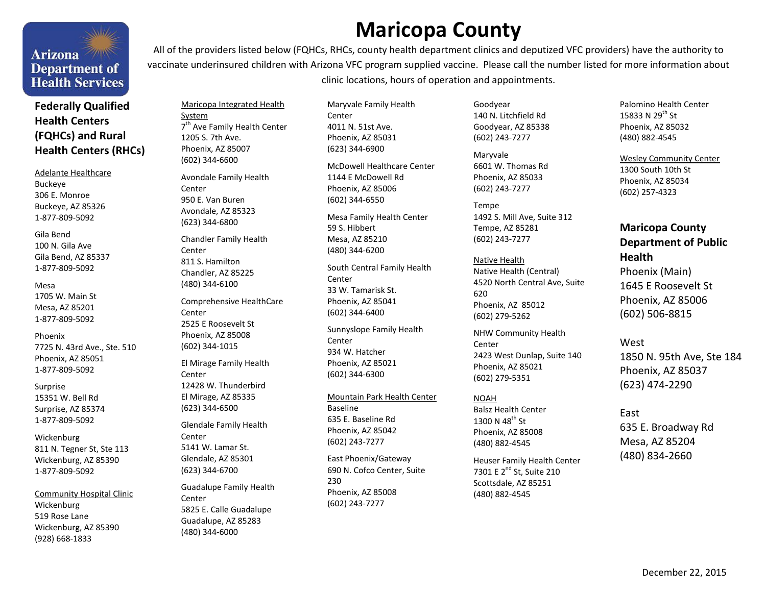Arizona Department of Health Services

# Maricopa County

All of the providers listed below (FQHCs, RHCs, county health department clinics and deputized VFC providers) have the authority to vaccinate underinsured children with Arizona VFC program supplied vaccine. Please call the number listed for more information about clinic locations, hours of operation and appointments.

## Federally Qualified Health Centers (FQHCs) and Rural Health Centers (RHCs)

Adelante Healthcare

Buckeye
306 E. Monroe
Buckeye, AZ 85326
1-877-809-5092

Gila Bend
100 N. Gila Ave
Gila Bend, AZ 85337
1-877-809-5092

Mesa
1705 W. Main St
Mesa, AZ 85201
1-877-809-5092

Phoenix
7725 N. 43rd Ave., Ste. 510
Phoenix, AZ 85051
1-877-809-5092

Surprise
15351 W. Bell Rd
Surprise, AZ 85374
1-877-809-5092

Wickenburg
811 N. Tegner St, Ste 113
Wickenburg, AZ 85390
1-877-809-5092

Community Hospital Clinic

Wickenburg
519 Rose Lane
Wickenburg, AZ 85390
(928) 668-1833

Maricopa Integrated Health System

7th Ave Family Health Center
1205 S. 7th Ave.
Phoenix, AZ 85007
(602) 344-6600

Avondale Family Health Center
950 E. Van Buren
Avondale, AZ 85323
(623) 344-6800

Chandler Family Health Center
811 S. Hamilton
Chandler, AZ 85225
(480) 344-6100

Comprehensive HealthCare Center
2525 E Roosevelt St
Phoenix, AZ 85008
(602) 344-1015

El Mirage Family Health Center
12428 W. Thunderbird
El Mirage, AZ 85335
(623) 344-6500

Glendale Family Health Center
5141 W. Lamar St.
Glendale, AZ 85301
(623) 344-6700

Guadalupe Family Health Center
5825 E. Calle Guadalupe
Guadalupe, AZ 85283
(480) 344-6000

Maryvale Family Health Center
4011 N. 51st Ave.
Phoenix, AZ 85031
(623) 344-6900

McDowell Healthcare Center
1144 E McDowell Rd
Phoenix, AZ 85006
(602) 344-6550

Mesa Family Health Center
59 S. Hibbert
Mesa, AZ 85210
(480) 344-6200

South Central Family Health Center
33 W. Tamarisk St.
Phoenix, AZ 85041
(602) 344-6400

Sunnyslope Family Health Center
934 W. Hatcher
Phoenix, AZ 85021
(602) 344-6300

Mountain Park Health Center

Baseline
635 E. Baseline Rd
Phoenix, AZ 85042
(602) 243-7277

East Phoenix/Gateway
690 N. Cofco Center, Suite 230
Phoenix, AZ 85008
(602) 243-7277

Goodyear
140 N. Litchfield Rd
Goodyear, AZ 85338
(602) 243-7277

Maryvale
6601 W. Thomas Rd
Phoenix, AZ 85033
(602) 243-7277

Tempe
1492 S. Mill Ave, Suite 312
Tempe, AZ 85281
(602) 243-7277

Native Health

Native Health (Central)
4520 North Central Ave, Suite 620
Phoenix, AZ 85012
(602) 279-5262

NHW Community Health Center
2423 West Dunlap, Suite 140
Phoenix, AZ 85021
(602) 279-5351

NOAH

Balsz Health Center
1300 N 48th St
Phoenix, AZ 85008
(480) 882-4545

Heuser Family Health Center
7301 E 2nd St, Suite 210
Scottsdale, AZ 85251
(480) 882-4545

Palomino Health Center
15833 N 29th St
Phoenix, AZ 85032
(480) 882-4545

Wesley Community Center

1300 South 10th St
Phoenix, AZ 85034
(602) 257-4323

## Maricopa County Department of Public Health

Phoenix (Main)
1645 E Roosevelt St
Phoenix, AZ 85006
(602) 506-8815

West
1850 N. 95th Ave, Ste 184
Phoenix, AZ 85037
(623) 474-2290

East
635 E. Broadway Rd
Mesa, AZ 85204
(480) 834-2660

December 22, 2015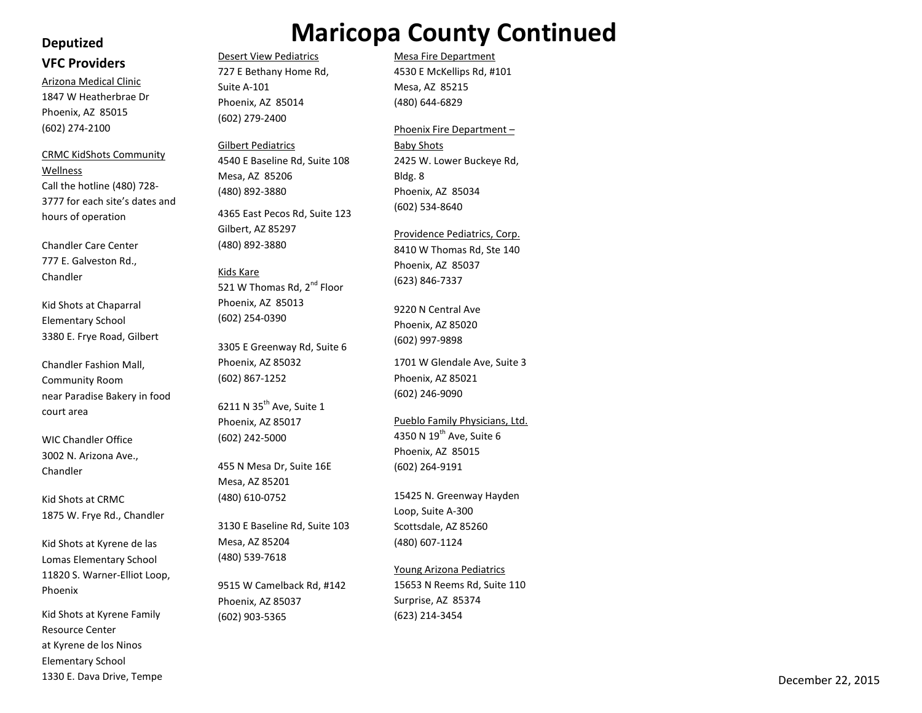# Maricopa County Continued

## Deputized VFC Providers

Arizona Medical Clinic
1847 W Heatherbrae Dr
Phoenix, AZ 85015
(602) 274-2100

CRMC KidShots Community Wellness
Call the hotline (480) 728-3777 for each site's dates and hours of operation

Chandler Care Center
777 E. Galveston Rd., Chandler

Kid Shots at Chaparral Elementary School
3380 E. Frye Road, Gilbert

Chandler Fashion Mall, Community Room
near Paradise Bakery in food court area

WIC Chandler Office
3002 N. Arizona Ave., Chandler

Kid Shots at CRMC
1875 W. Frye Rd., Chandler

Kid Shots at Kyrene de las Lomas Elementary School
11820 S. Warner-Elliot Loop, Phoenix

Kid Shots at Kyrene Family Resource Center
at Kyrene de los Ninos Elementary School
1330 E. Dava Drive, Tempe

Desert View Pediatrics
727 E Bethany Home Rd, Suite A-101
Phoenix, AZ 85014
(602) 279-2400

Gilbert Pediatrics
4540 E Baseline Rd, Suite 108
Mesa, AZ 85206
(480) 892-3880

4365 East Pecos Rd, Suite 123
Gilbert, AZ 85297
(480) 892-3880

Kids Kare
521 W Thomas Rd, 2nd Floor
Phoenix, AZ 85013
(602) 254-0390

3305 E Greenway Rd, Suite 6
Phoenix, AZ 85032
(602) 867-1252

6211 N 35th Ave, Suite 1
Phoenix, AZ 85017
(602) 242-5000

455 N Mesa Dr, Suite 16E
Mesa, AZ 85201
(480) 610-0752

3130 E Baseline Rd, Suite 103
Mesa, AZ 85204
(480) 539-7618

9515 W Camelback Rd, #142
Phoenix, AZ 85037
(602) 903-5365

Mesa Fire Department
4530 E McKellips Rd, #101
Mesa, AZ 85215
(480) 644-6829

Phoenix Fire Department – Baby Shots
2425 W. Lower Buckeye Rd, Bldg. 8
Phoenix, AZ 85034
(602) 534-8640

Providence Pediatrics, Corp.
8410 W Thomas Rd, Ste 140
Phoenix, AZ 85037
(623) 846-7337

9220 N Central Ave
Phoenix, AZ 85020
(602) 997-9898

1701 W Glendale Ave, Suite 3
Phoenix, AZ 85021
(602) 246-9090

Pueblo Family Physicians, Ltd.
4350 N 19th Ave, Suite 6
Phoenix, AZ 85015
(602) 264-9191

15425 N. Greenway Hayden Loop, Suite A-300
Scottsdale, AZ 85260
(480) 607-1124

Young Arizona Pediatrics
15653 N Reems Rd, Suite 110
Surprise, AZ 85374
(623) 214-3454

December 22, 2015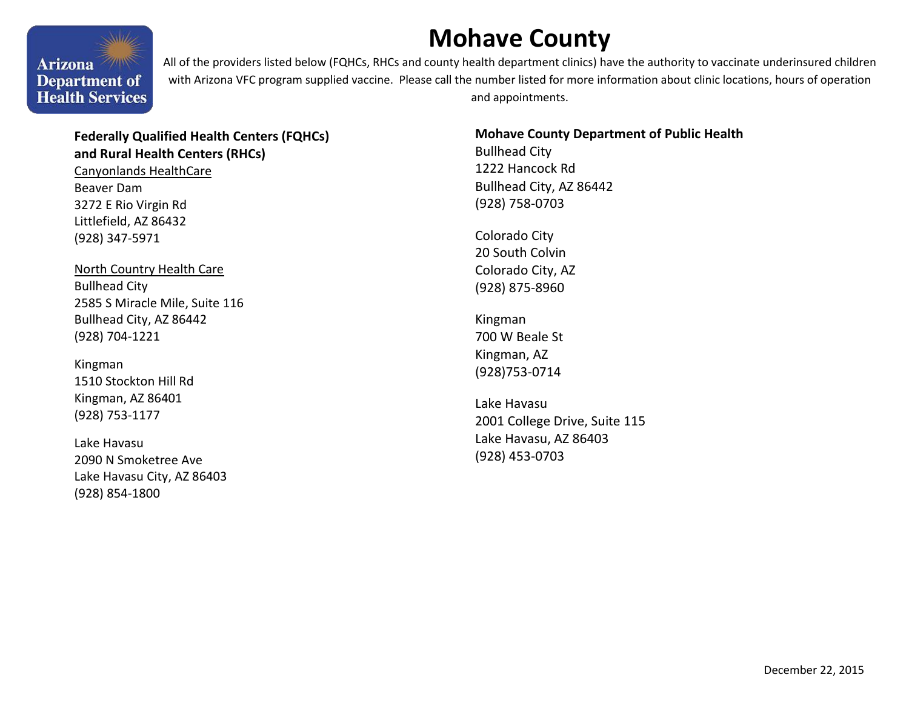# Mohave County

All of the providers listed below (FQHCs, RHCs and county health department clinics) have the authority to vaccinate underinsured children with Arizona VFC program supplied vaccine. Please call the number listed for more information about clinic locations, hours of operation and appointments.

**Federally Qualified Health Centers (FQHCs) and Rural Health Centers (RHCs)**

<u>Canyonlands HealthCare</u>
Beaver Dam
3272 E Rio Virgin Rd
Littlefield, AZ 86432
(928) 347-5971

<u>North Country Health Care</u>
Bullhead City
2585 S Miracle Mile, Suite 116
Bullhead City, AZ 86442
(928) 704-1221

Kingman
1510 Stockton Hill Rd
Kingman, AZ 86401
(928) 753-1177

Lake Havasu
2090 N Smoketree Ave
Lake Havasu City, AZ 86403
(928) 854-1800

**Mohave County Department of Public Health**

Bullhead City
1222 Hancock Rd
Bullhead City, AZ 86442
(928) 758-0703

Colorado City
20 South Colvin
Colorado City, AZ
(928) 875-8960

Kingman
700 W Beale St
Kingman, AZ
(928)753-0714

Lake Havasu
2001 College Drive, Suite 115
Lake Havasu, AZ 86403
(928) 453-0703

December 22, 2015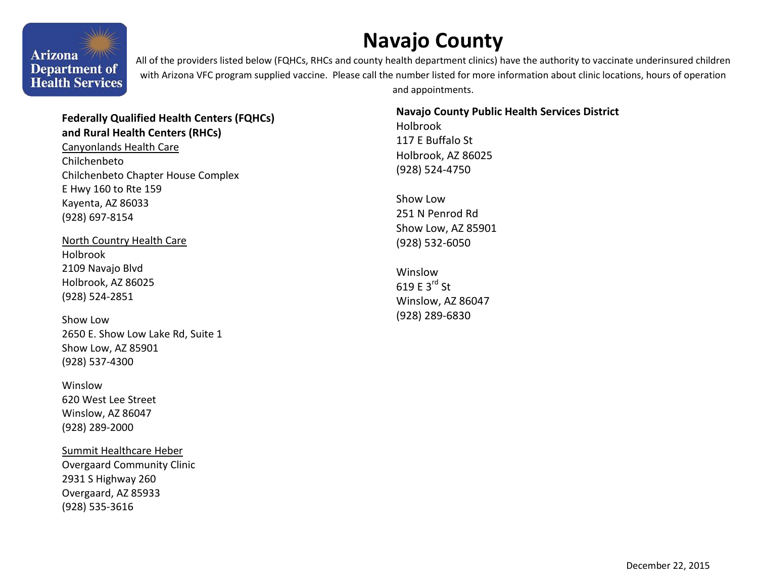# Navajo County

All of the providers listed below (FQHCs, RHCs and county health department clinics) have the authority to vaccinate underinsured children with Arizona VFC program supplied vaccine. Please call the number listed for more information about clinic locations, hours of operation and appointments.

**Federally Qualified Health Centers (FQHCs) and Rural Health Centers (RHCs)**

<u>Canyonlands Health Care</u>
Chilchenbeto
Chilchenbeto Chapter House Complex
E Hwy 160 to Rte 159
Kayenta, AZ 86033
(928) 697-8154

<u>North Country Health Care</u>
Holbrook
2109 Navajo Blvd
Holbrook, AZ 86025
(928) 524-2851

Show Low
2650 E. Show Low Lake Rd, Suite 1
Show Low, AZ 85901
(928) 537-4300

Winslow
620 West Lee Street
Winslow, AZ 86047
(928) 289-2000

<u>Summit Healthcare Heber</u>
Overgaard Community Clinic
2931 S Highway 260
Overgaard, AZ 85933
(928) 535-3616

**Navajo County Public Health Services District**

Holbrook
117 E Buffalo St
Holbrook, AZ 86025
(928) 524-4750

Show Low
251 N Penrod Rd
Show Low, AZ 85901
(928) 532-6050

Winslow
619 E 3rd St
Winslow, AZ 86047
(928) 289-6830

December 22, 2015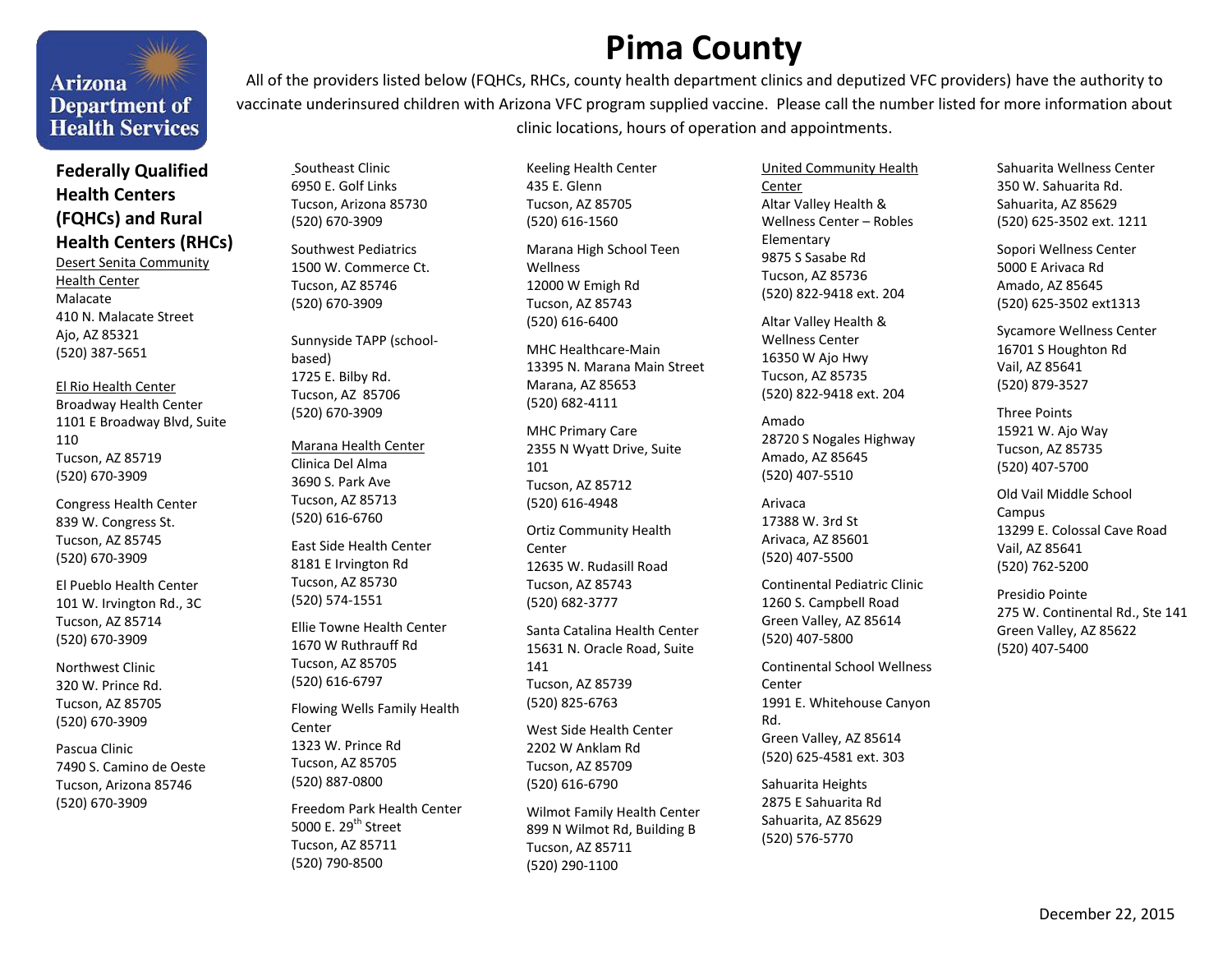# Pima County

All of the providers listed below (FQHCs, RHCs, county health department clinics and deputized VFC providers) have the authority to vaccinate underinsured children with Arizona VFC program supplied vaccine. Please call the number listed for more information about clinic locations, hours of operation and appointments.

## Federally Qualified Health Centers (FQHCs) and Rural Health Centers (RHCs)

Desert Senita Community Health Center

Malacate
410 N. Malacate Street
Ajo, AZ 85321
(520) 387-5651

El Rio Health Center

Broadway Health Center
1101 E Broadway Blvd, Suite 110
Tucson, AZ 85719
(520) 670-3909

Congress Health Center
839 W. Congress St.
Tucson, AZ 85745
(520) 670-3909

El Pueblo Health Center
101 W. Irvington Rd., 3C
Tucson, AZ 85714
(520) 670-3909

Northwest Clinic
320 W. Prince Rd.
Tucson, AZ 85705
(520) 670-3909

Pascua Clinic
7490 S. Camino de Oeste
Tucson, Arizona 85746
(520) 670-3909

Southeast Clinic
6950 E. Golf Links
Tucson, Arizona 85730
(520) 670-3909

Southwest Pediatrics
1500 W. Commerce Ct.
Tucson, AZ 85746
(520) 670-3909

Sunnyside TAPP (school-based)
1725 E. Bilby Rd.
Tucson, AZ 85706
(520) 670-3909

Marana Health Center

Clinica Del Alma
3690 S. Park Ave
Tucson, AZ 85713
(520) 616-6760

East Side Health Center
8181 E Irvington Rd
Tucson, AZ 85730
(520) 574-1551

Ellie Towne Health Center
1670 W Ruthrauff Rd
Tucson, AZ 85705
(520) 616-6797

Flowing Wells Family Health Center
1323 W. Prince Rd
Tucson, AZ 85705
(520) 887-0800

Freedom Park Health Center
5000 E. 29th Street
Tucson, AZ 85711
(520) 790-8500

Keeling Health Center
435 E. Glenn
Tucson, AZ 85705
(520) 616-1560

Marana High School Teen Wellness
12000 W Emigh Rd
Tucson, AZ 85743
(520) 616-6400

MHC Healthcare-Main
13395 N. Marana Main Street
Marana, AZ 85653
(520) 682-4111

MHC Primary Care
2355 N Wyatt Drive, Suite 101
Tucson, AZ 85712
(520) 616-4948

Ortiz Community Health Center
12635 W. Rudasill Road
Tucson, AZ 85743
(520) 682-3777

Santa Catalina Health Center
15631 N. Oracle Road, Suite 141
Tucson, AZ 85739
(520) 825-6763

West Side Health Center
2202 W Anklam Rd
Tucson, AZ 85709
(520) 616-6790

Wilmot Family Health Center
899 N Wilmot Rd, Building B
Tucson, AZ 85711
(520) 290-1100

United Community Health Center

Altar Valley Health & Wellness Center – Robles Elementary
9875 S Sasabe Rd
Tucson, AZ 85736
(520) 822-9418 ext. 204

Altar Valley Health & Wellness Center
16350 W Ajo Hwy
Tucson, AZ 85735
(520) 822-9418 ext. 204

Amado
28720 S Nogales Highway
Amado, AZ 85645
(520) 407-5510

Arivaca
17388 W. 3rd St
Arivaca, AZ 85601
(520) 407-5500

Continental Pediatric Clinic
1260 S. Campbell Road
Green Valley, AZ 85614
(520) 407-5800

Continental School Wellness Center
1991 E. Whitehouse Canyon Rd.
Green Valley, AZ 85614
(520) 625-4581 ext. 303

Sahuarita Heights
2875 E Sahuarita Rd
Sahuarita, AZ 85629
(520) 576-5770

Sahuarita Wellness Center
350 W. Sahuarita Rd.
Sahuarita, AZ 85629
(520) 625-3502 ext. 1211

Sopori Wellness Center
5000 E Arivaca Rd
Amado, AZ 85645
(520) 625-3502 ext1313

Sycamore Wellness Center
16701 S Houghton Rd
Vail, AZ 85641
(520) 879-3527

Three Points
15921 W. Ajo Way
Tucson, AZ 85735
(520) 407-5700

Old Vail Middle School Campus
13299 E. Colossal Cave Road
Vail, AZ 85641
(520) 762-5200

Presidio Pointe
275 W. Continental Rd., Ste 141
Green Valley, AZ 85622
(520) 407-5400

December 22, 2015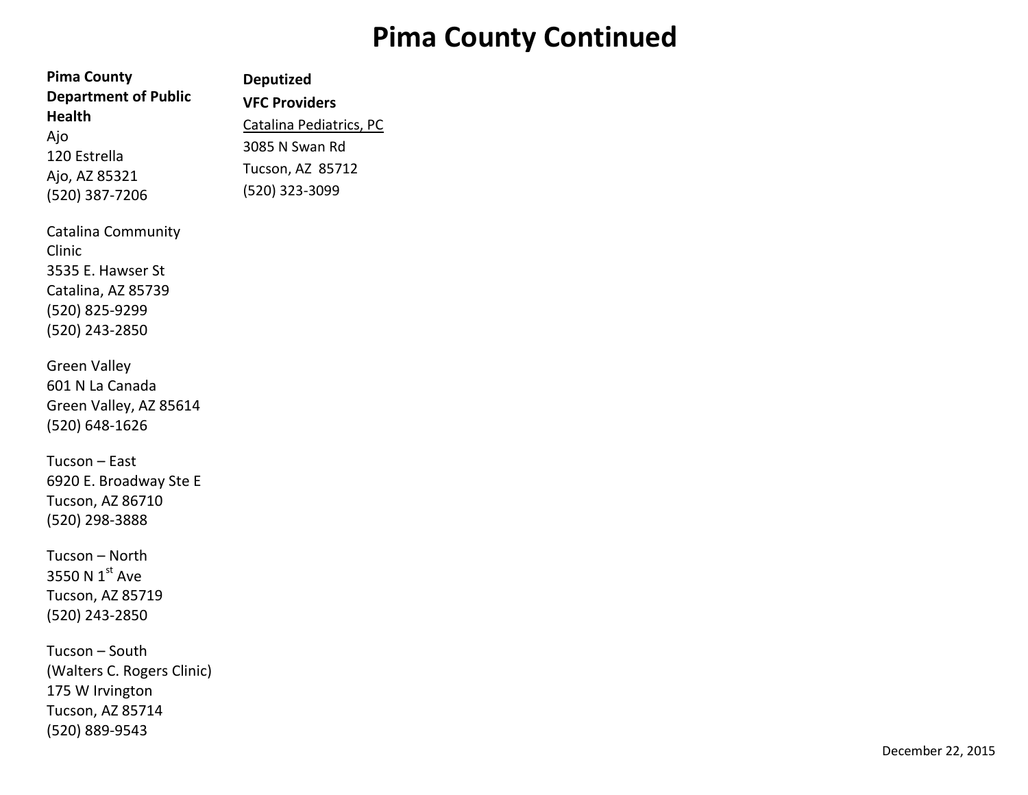# Pima County Continued

**Pima County Department of Public Health**

Ajo
120 Estrella
Ajo, AZ 85321
(520) 387-7206

Catalina Community Clinic
3535 E. Hawser St
Catalina, AZ 85739
(520) 825-9299
(520) 243-2850

Green Valley
601 N La Canada
Green Valley, AZ 85614
(520) 648-1626

Tucson – East
6920 E. Broadway Ste E
Tucson, AZ 86710
(520) 298-3888

Tucson – North
3550 N 1st Ave
Tucson, AZ 85719
(520) 243-2850

Tucson – South
(Walters C. Rogers Clinic)
175 W Irvington
Tucson, AZ 85714
(520) 889-9543

**Deputized VFC Providers**

Catalina Pediatrics, PC
3085 N Swan Rd
Tucson, AZ 85712
(520) 323-3099

December 22, 2015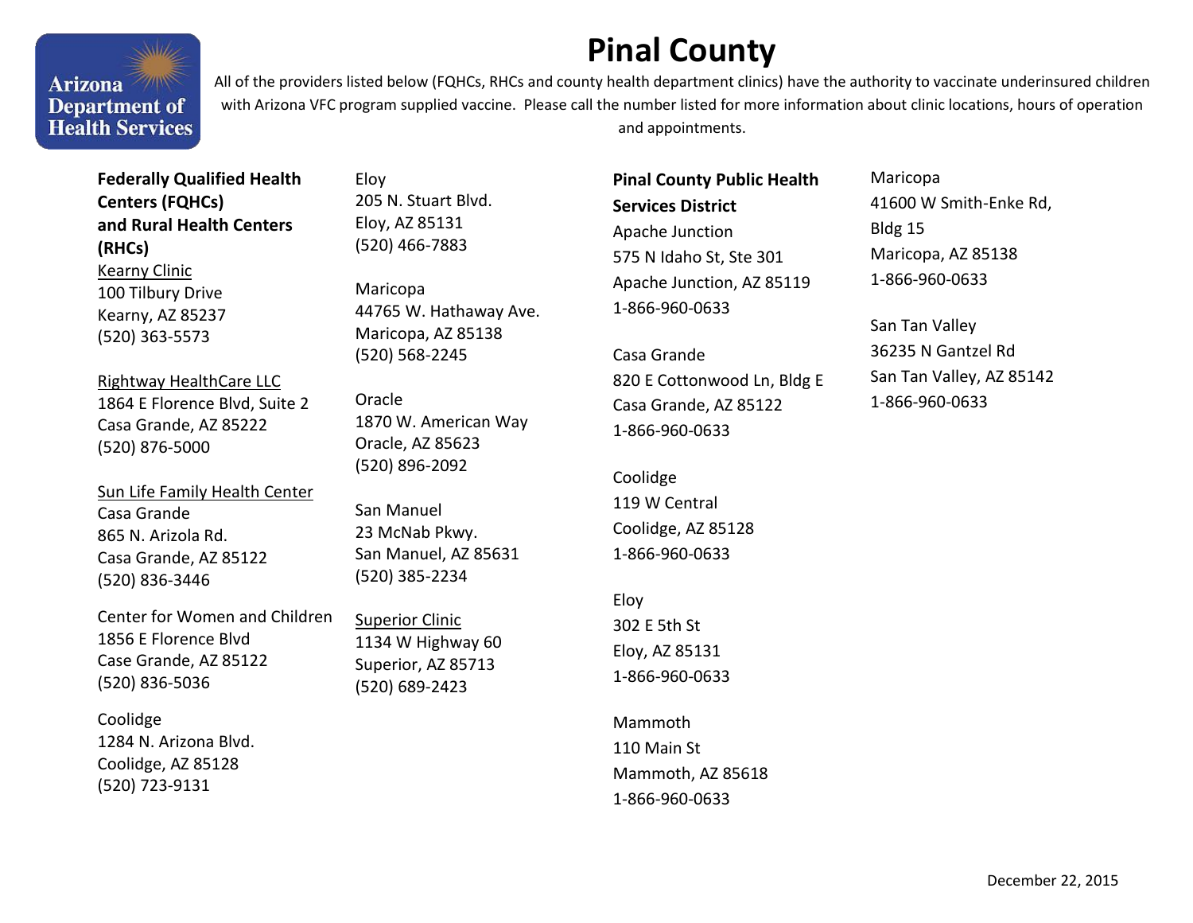# Pinal County

All of the providers listed below (FQHCs, RHCs and county health department clinics) have the authority to vaccinate underinsured children with Arizona VFC program supplied vaccine. Please call the number listed for more information about clinic locations, hours of operation and appointments.

## Federally Qualified Health Centers (FQHCs) and Rural Health Centers (RHCs)

Kearny Clinic
100 Tilbury Drive
Kearny, AZ 85237
(520) 363-5573

Rightway HealthCare LLC
1864 E Florence Blvd, Suite 2
Casa Grande, AZ 85222
(520) 876-5000

Sun Life Family Health Center

Casa Grande
865 N. Arizola Rd.
Casa Grande, AZ 85122
(520) 836-3446

Center for Women and Children
1856 E Florence Blvd
Case Grande, AZ 85122
(520) 836-5036

Coolidge
1284 N. Arizona Blvd.
Coolidge, AZ 85128
(520) 723-9131

Eloy
205 N. Stuart Blvd.
Eloy, AZ 85131
(520) 466-7883

Maricopa
44765 W. Hathaway Ave.
Maricopa, AZ 85138
(520) 568-2245

Oracle
1870 W. American Way
Oracle, AZ 85623
(520) 896-2092

San Manuel
23 McNab Pkwy.
San Manuel, AZ 85631
(520) 385-2234

Superior Clinic
1134 W Highway 60
Superior, AZ 85713
(520) 689-2423

## Pinal County Public Health Services District

Apache Junction
575 N Idaho St, Ste 301
Apache Junction, AZ 85119
1-866-960-0633

Casa Grande
820 E Cottonwood Ln, Bldg E
Casa Grande, AZ 85122
1-866-960-0633

Coolidge
119 W Central
Coolidge, AZ 85128
1-866-960-0633

Eloy
302 E 5th St
Eloy, AZ 85131
1-866-960-0633

Mammoth
110 Main St
Mammoth, AZ 85618
1-866-960-0633

Maricopa
41600 W Smith-Enke Rd, Bldg 15
Maricopa, AZ 85138
1-866-960-0633

San Tan Valley
36235 N Gantzel Rd
San Tan Valley, AZ 85142
1-866-960-0633

December 22, 2015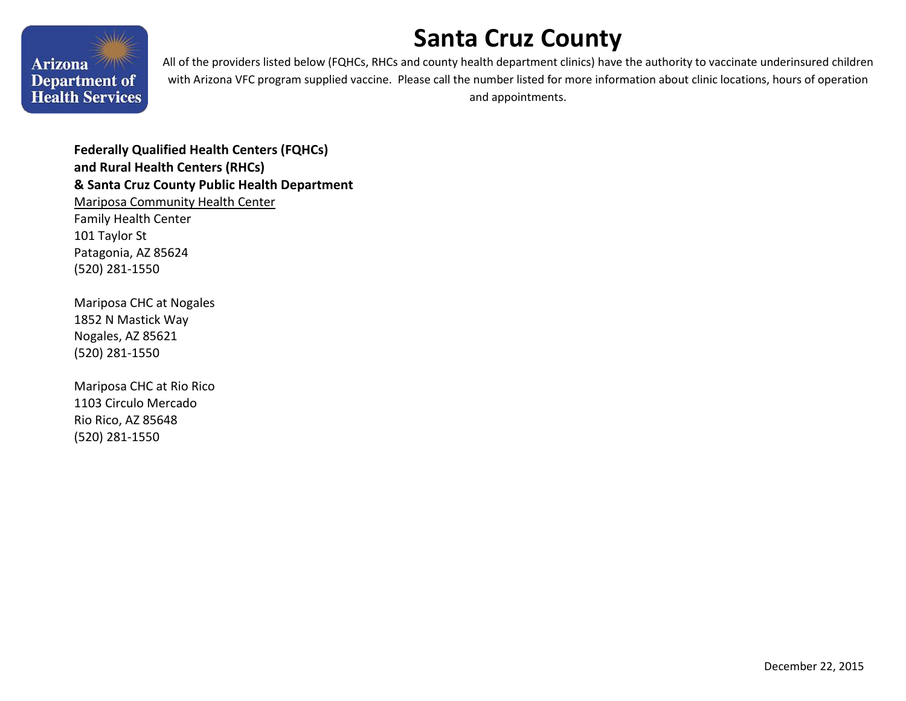# Santa Cruz County

All of the providers listed below (FQHCs, RHCs and county health department clinics) have the authority to vaccinate underinsured children with Arizona VFC program supplied vaccine. Please call the number listed for more information about clinic locations, hours of operation and appointments.

**Federally Qualified Health Centers (FQHCs)**
**and Rural Health Centers (RHCs)**
**& Santa Cruz County Public Health Department**

<u>Mariposa Community Health Center</u>
Family Health Center
101 Taylor St
Patagonia, AZ 85624
(520) 281-1550

Mariposa CHC at Nogales
1852 N Mastick Way
Nogales, AZ 85621
(520) 281-1550

Mariposa CHC at Rio Rico
1103 Circulo Mercado
Rio Rico, AZ 85648
(520) 281-1550

December 22, 2015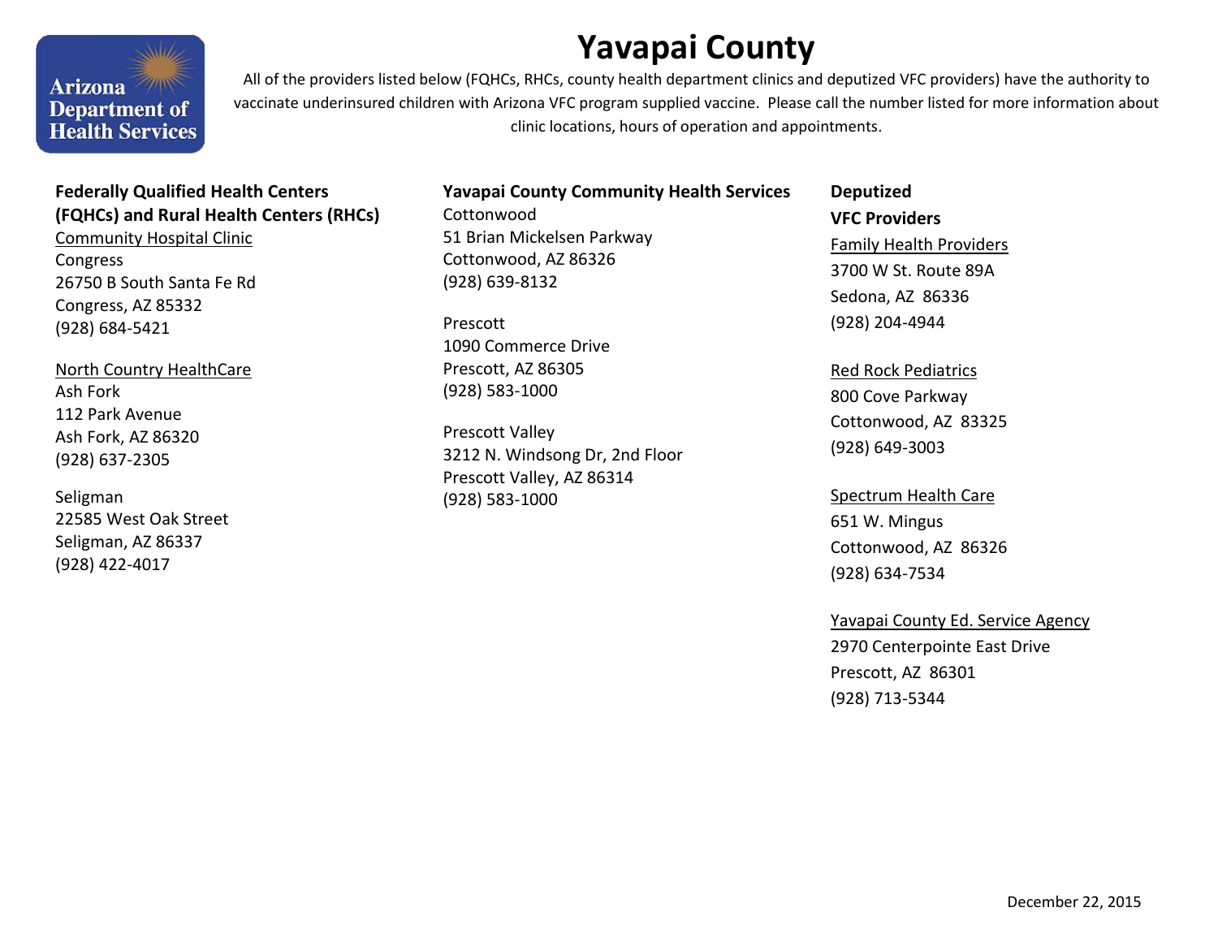# Yavapai County

All of the providers listed below (FQHCs, RHCs, county health department clinics and deputized VFC providers) have the authority to vaccinate underinsured children with Arizona VFC program supplied vaccine. Please call the number listed for more information about clinic locations, hours of operation and appointments.

**Federally Qualified Health Centers (FQHCs) and Rural Health Centers (RHCs)**

Community Hospital Clinic
Congress
26750 B South Santa Fe Rd
Congress, AZ 85332
(928) 684-5421

North Country HealthCare
Ash Fork
112 Park Avenue
Ash Fork, AZ 86320
(928) 637-2305

Seligman
22585 West Oak Street
Seligman, AZ 86337
(928) 422-4017

**Yavapai County Community Health Services**

Cottonwood
51 Brian Mickelsen Parkway
Cottonwood, AZ 86326
(928) 639-8132

Prescott
1090 Commerce Drive
Prescott, AZ 86305
(928) 583-1000

Prescott Valley
3212 N. Windsong Dr, 2nd Floor
Prescott Valley, AZ 86314
(928) 583-1000

**Deputized VFC Providers**

Family Health Providers
3700 W St. Route 89A
Sedona, AZ 86336
(928) 204-4944

Red Rock Pediatrics
800 Cove Parkway
Cottonwood, AZ 83325
(928) 649-3003

Spectrum Health Care
651 W. Mingus
Cottonwood, AZ 86326
(928) 634-7534

Yavapai County Ed. Service Agency
2970 Centerpointe East Drive
Prescott, AZ 86301
(928) 713-5344

December 22, 2015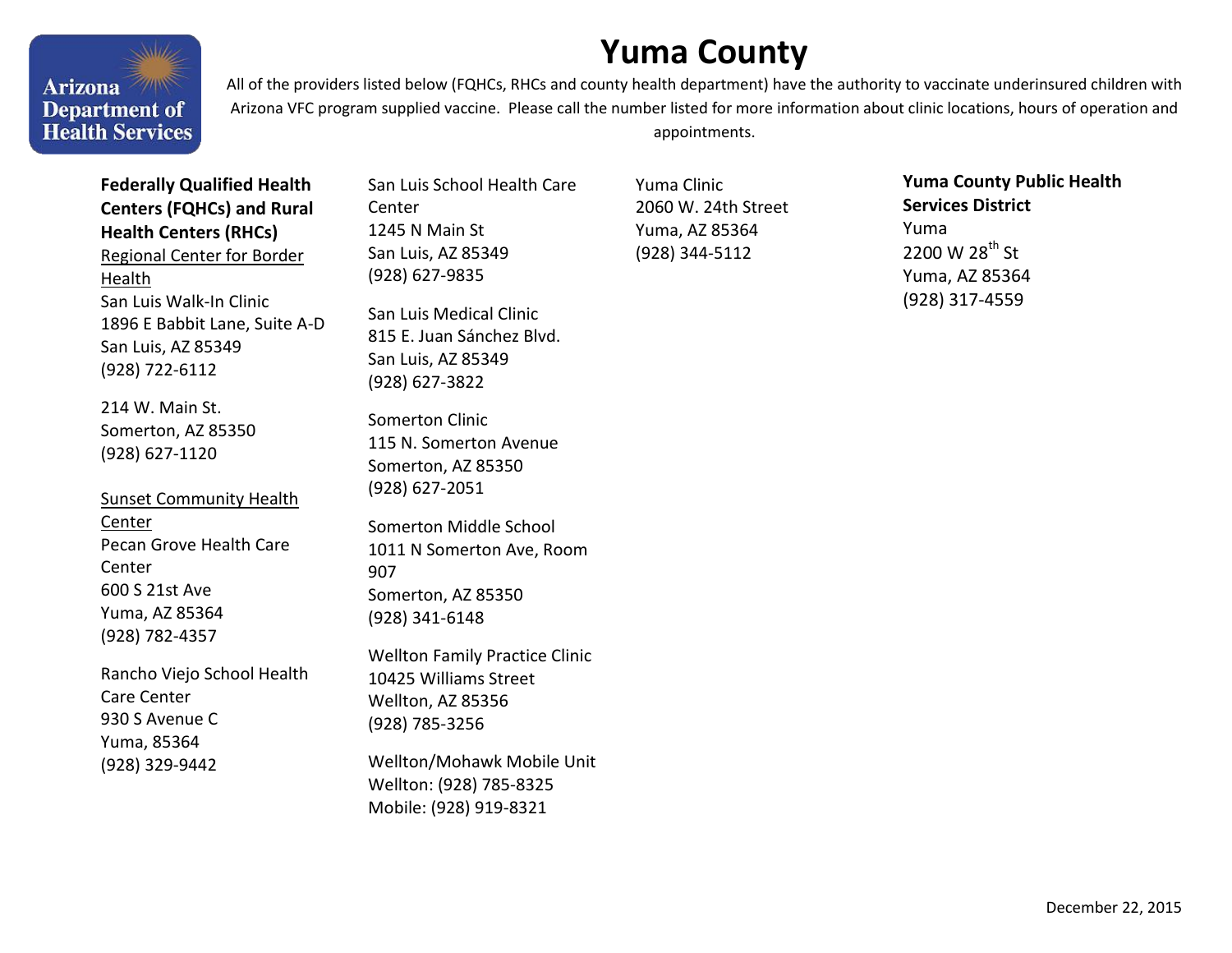# Yuma County

All of the providers listed below (FQHCs, RHCs and county health department) have the authority to vaccinate underinsured children with Arizona VFC program supplied vaccine. Please call the number listed for more information about clinic locations, hours of operation and appointments.

**Federally Qualified Health Centers (FQHCs) and Rural Health Centers (RHCs)**

Regional Center for Border Health

San Luis Walk-In Clinic
1896 E Babbit Lane, Suite A-D
San Luis, AZ 85349
(928) 722-6112

214 W. Main St.
Somerton, AZ 85350
(928) 627-1120

Sunset Community Health Center

Pecan Grove Health Care Center
600 S 21st Ave
Yuma, AZ 85364
(928) 782-4357

Rancho Viejo School Health Care Center
930 S Avenue C
Yuma, 85364
(928) 329-9442

San Luis School Health Care Center
1245 N Main St
San Luis, AZ 85349
(928) 627-9835

San Luis Medical Clinic
815 E. Juan Sánchez Blvd.
San Luis, AZ 85349
(928) 627-3822

Somerton Clinic
115 N. Somerton Avenue
Somerton, AZ 85350
(928) 627-2051

Somerton Middle School
1011 N Somerton Ave, Room 907
Somerton, AZ 85350
(928) 341-6148

Wellton Family Practice Clinic
10425 Williams Street
Wellton, AZ 85356
(928) 785-3256

Wellton/Mohawk Mobile Unit
Wellton: (928) 785-8325
Mobile: (928) 919-8321

Yuma Clinic
2060 W. 24th Street
Yuma, AZ 85364
(928) 344-5112

**Yuma County Public Health Services District**

Yuma
2200 W 28th St
Yuma, AZ 85364
(928) 317-4559

December 22, 2015